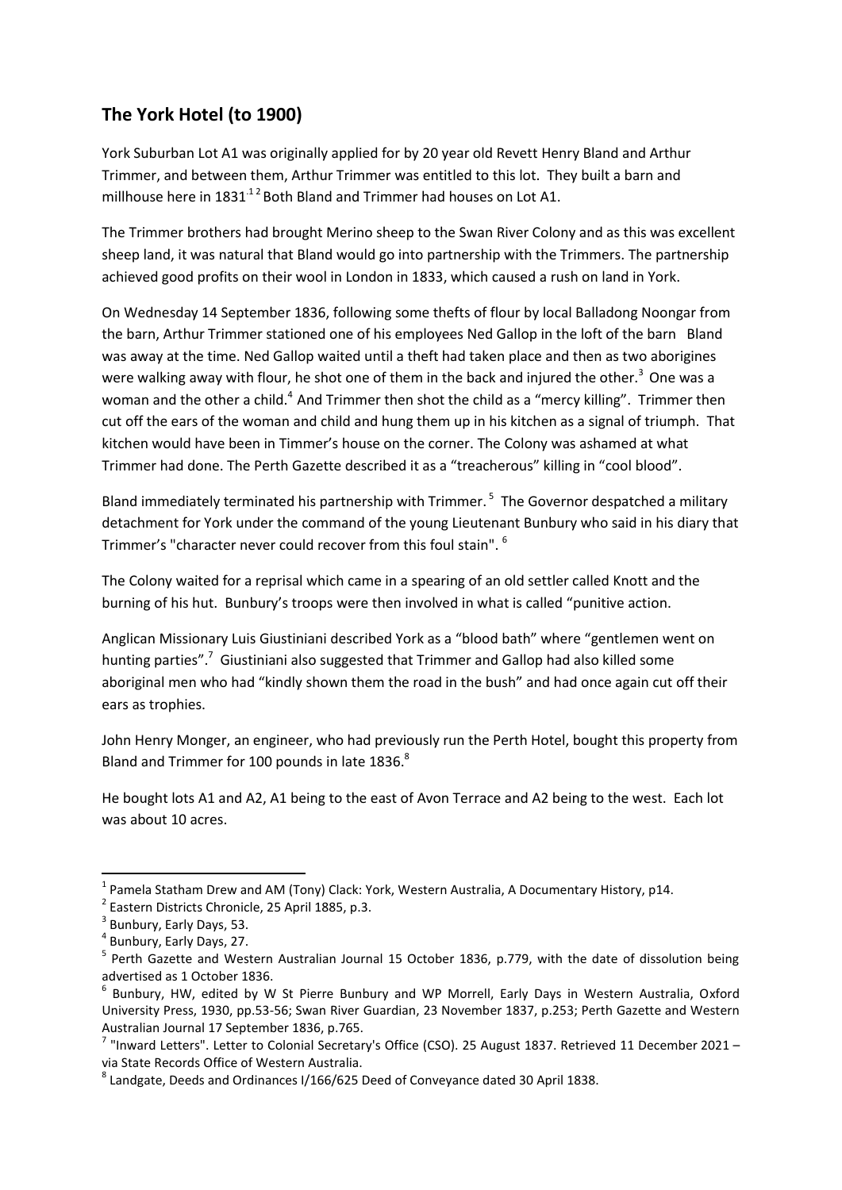## The York Hotel (to 1900)

York Suburban Lot A1 was originally applied for by 20 year old Revett Henry Bland and Arthur Trimmer, and between them, Arthur Trimmer was entitled to this lot. They built a barn and millhouse here in 1831[1,2] Both Bland and Trimmer had houses on Lot A1.

The Trimmer brothers had brought Merino sheep to the Swan River Colony and as this was excellent sheep land, it was natural that Bland would go into partnership with the Trimmers. The partnership achieved good profits on their wool in London in 1833, which caused a rush on land in York.

On Wednesday 14 September 1836, following some thefts of flour by local Balladong Noongar from the barn, Arthur Trimmer stationed one of his employees Ned Gallop in the loft of the barn Bland was away at the time. Ned Gallop waited until a theft had taken place and then as two aborigines were walking away with flour, he shot one of them in the back and injured the other.[3] One was a woman and the other a child.[4] And Trimmer then shot the child as a "mercy killing". Trimmer then cut off the ears of the woman and child and hung them up in his kitchen as a signal of triumph. That kitchen would have been in Timmer's house on the corner. The Colony was ashamed at what Trimmer had done. The Perth Gazette described it as a "treacherous" killing in "cool blood".

Bland immediately terminated his partnership with Trimmer.[5] The Governor despatched a military detachment for York under the command of the young Lieutenant Bunbury who said in his diary that Trimmer's "character never could recover from this foul stain".[6]

The Colony waited for a reprisal which came in a spearing of an old settler called Knott and the burning of his hut. Bunbury's troops were then involved in what is called "punitive action.

Anglican Missionary Luis Giustiniani described York as a "blood bath" where "gentlemen went on hunting parties".[7] Giustiniani also suggested that Trimmer and Gallop had also killed some aboriginal men who had "kindly shown them the road in the bush" and had once again cut off their ears as trophies.

John Henry Monger, an engineer, who had previously run the Perth Hotel, bought this property from Bland and Trimmer for 100 pounds in late 1836.[8]

He bought lots A1 and A2, A1 being to the east of Avon Terrace and A2 being to the west. Each lot was about 10 acres.

---

[1] Pamela Statham Drew and AM (Tony) Clack: York, Western Australia, A Documentary History, p14.

[2] Eastern Districts Chronicle, 25 April 1885, p.3.

[3] Bunbury, Early Days, 53.

[4] Bunbury, Early Days, 27.

[5] Perth Gazette and Western Australian Journal 15 October 1836, p.779, with the date of dissolution being advertised as 1 October 1836.

[6] Bunbury, HW, edited by W St Pierre Bunbury and WP Morrell, Early Days in Western Australia, Oxford University Press, 1930, pp.53-56; Swan River Guardian, 23 November 1837, p.253; Perth Gazette and Western Australian Journal 17 September 1836, p.765.

[7] "Inward Letters". Letter to Colonial Secretary's Office (CSO). 25 August 1837. Retrieved 11 December 2021 – via State Records Office of Western Australia.

[8] Landgate, Deeds and Ordinances I/166/625 Deed of Conveyance dated 30 April 1838.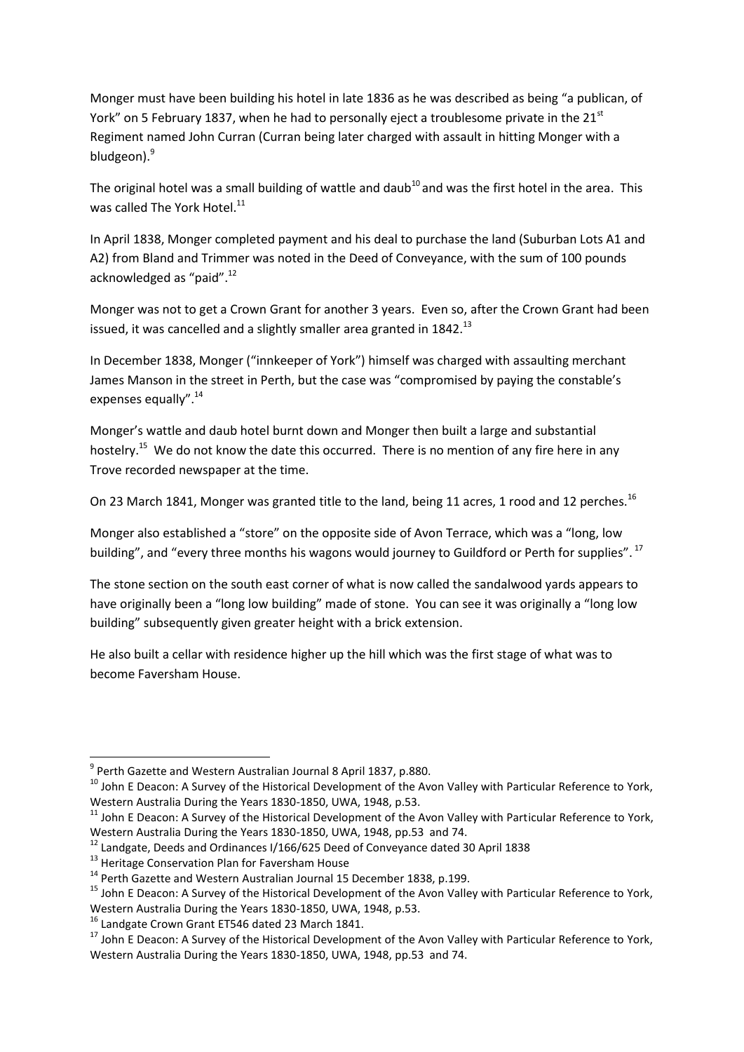Monger must have been building his hotel in late 1836 as he was described as being "a publican, of York" on 5 February 1837, when he had to personally eject a troublesome private in the 21st Regiment named John Curran (Curran being later charged with assault in hitting Monger with a bludgeon).[9]

The original hotel was a small building of wattle and daub[10] and was the first hotel in the area. This was called The York Hotel.[11]

In April 1838, Monger completed payment and his deal to purchase the land (Suburban Lots A1 and A2) from Bland and Trimmer was noted in the Deed of Conveyance, with the sum of 100 pounds acknowledged as "paid".[12]

Monger was not to get a Crown Grant for another 3 years. Even so, after the Crown Grant had been issued, it was cancelled and a slightly smaller area granted in 1842.[13]

In December 1838, Monger ("innkeeper of York") himself was charged with assaulting merchant James Manson in the street in Perth, but the case was "compromised by paying the constable's expenses equally".[14]

Monger's wattle and daub hotel burnt down and Monger then built a large and substantial hostelry.[15] We do not know the date this occurred. There is no mention of any fire here in any Trove recorded newspaper at the time.

On 23 March 1841, Monger was granted title to the land, being 11 acres, 1 rood and 12 perches.[16]

Monger also established a "store" on the opposite side of Avon Terrace, which was a "long, low building", and "every three months his wagons would journey to Guildford or Perth for supplies".[17]

The stone section on the south east corner of what is now called the sandalwood yards appears to have originally been a "long low building" made of stone. You can see it was originally a "long low building" subsequently given greater height with a brick extension.

He also built a cellar with residence higher up the hill which was the first stage of what was to become Faversham House.

---

[9] Perth Gazette and Western Australian Journal 8 April 1837, p.880.

[10] John E Deacon: A Survey of the Historical Development of the Avon Valley with Particular Reference to York, Western Australia During the Years 1830-1850, UWA, 1948, p.53.

[11] John E Deacon: A Survey of the Historical Development of the Avon Valley with Particular Reference to York, Western Australia During the Years 1830-1850, UWA, 1948, pp.53 and 74.

[12] Landgate, Deeds and Ordinances I/166/625 Deed of Conveyance dated 30 April 1838

[13] Heritage Conservation Plan for Faversham House

[14] Perth Gazette and Western Australian Journal 15 December 1838, p.199.

[15] John E Deacon: A Survey of the Historical Development of the Avon Valley with Particular Reference to York, Western Australia During the Years 1830-1850, UWA, 1948, p.53.

[16] Landgate Crown Grant ET546 dated 23 March 1841.

[17] John E Deacon: A Survey of the Historical Development of the Avon Valley with Particular Reference to York, Western Australia During the Years 1830-1850, UWA, 1948, pp.53 and 74.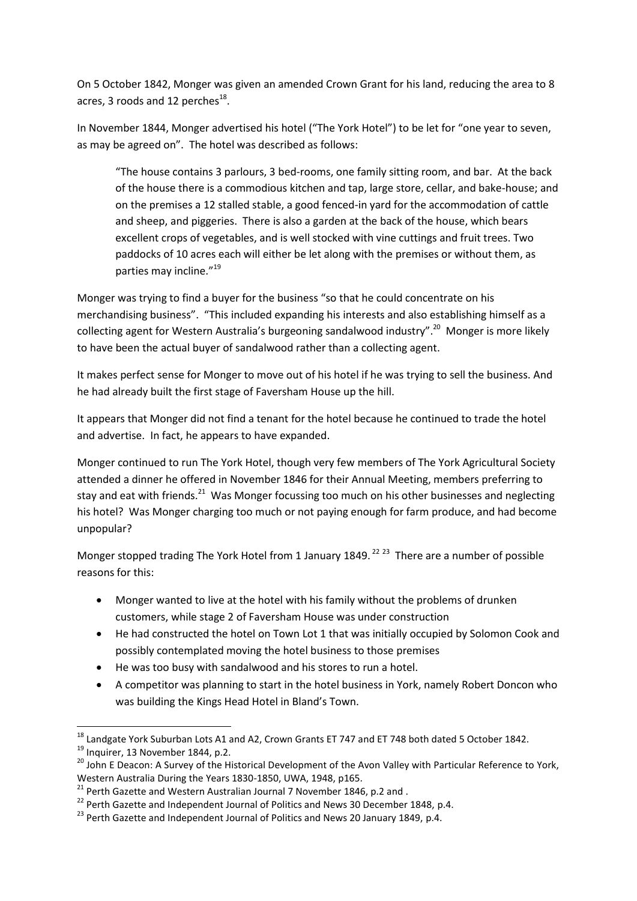On 5 October 1842, Monger was given an amended Crown Grant for his land, reducing the area to 8 acres, 3 roods and 12 perches[18].

In November 1844, Monger advertised his hotel ("The York Hotel") to be let for "one year to seven, as may be agreed on". The hotel was described as follows:

> "The house contains 3 parlours, 3 bed-rooms, one family sitting room, and bar. At the back of the house there is a commodious kitchen and tap, large store, cellar, and bake-house; and on the premises a 12 stalled stable, a good fenced-in yard for the accommodation of cattle and sheep, and piggeries. There is also a garden at the back of the house, which bears excellent crops of vegetables, and is well stocked with vine cuttings and fruit trees. Two paddocks of 10 acres each will either be let along with the premises or without them, as parties may incline."[19]

Monger was trying to find a buyer for the business "so that he could concentrate on his merchandising business". "This included expanding his interests and also establishing himself as a collecting agent for Western Australia's burgeoning sandalwood industry".[20] Monger is more likely to have been the actual buyer of sandalwood rather than a collecting agent.

It makes perfect sense for Monger to move out of his hotel if he was trying to sell the business. And he had already built the first stage of Faversham House up the hill.

It appears that Monger did not find a tenant for the hotel because he continued to trade the hotel and advertise. In fact, he appears to have expanded.

Monger continued to run The York Hotel, though very few members of The York Agricultural Society attended a dinner he offered in November 1846 for their Annual Meeting, members preferring to stay and eat with friends.[21] Was Monger focussing too much on his other businesses and neglecting his hotel? Was Monger charging too much or not paying enough for farm produce, and had become unpopular?

Monger stopped trading The York Hotel from 1 January 1849.[22] [23] There are a number of possible reasons for this:

- Monger wanted to live at the hotel with his family without the problems of drunken customers, while stage 2 of Faversham House was under construction
- He had constructed the hotel on Town Lot 1 that was initially occupied by Solomon Cook and possibly contemplated moving the hotel business to those premises
- He was too busy with sandalwood and his stores to run a hotel.
- A competitor was planning to start in the hotel business in York, namely Robert Doncon who was building the Kings Head Hotel in Bland's Town.

---

[18] Landgate York Suburban Lots A1 and A2, Crown Grants ET 747 and ET 748 both dated 5 October 1842.

[19] Inquirer, 13 November 1844, p.2.

[20] John E Deacon: A Survey of the Historical Development of the Avon Valley with Particular Reference to York, Western Australia During the Years 1830-1850, UWA, 1948, p165.

[21] Perth Gazette and Western Australian Journal 7 November 1846, p.2 and .

[22] Perth Gazette and Independent Journal of Politics and News 30 December 1848, p.4.

[23] Perth Gazette and Independent Journal of Politics and News 20 January 1849, p.4.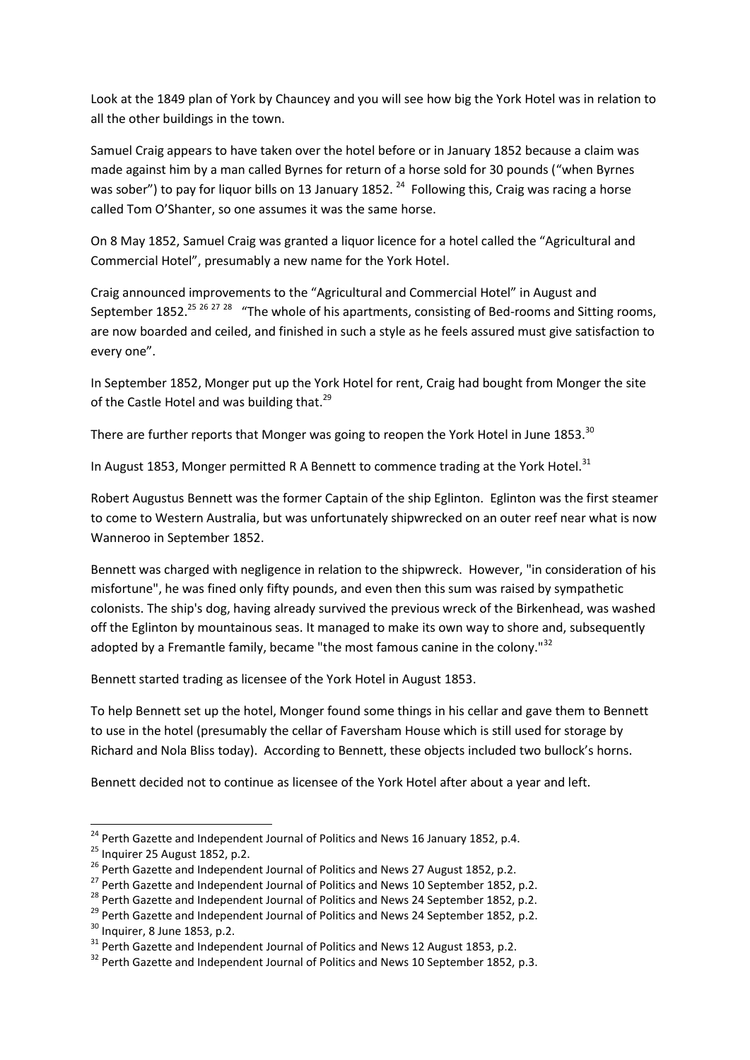Look at the 1849 plan of York by Chauncey and you will see how big the York Hotel was in relation to all the other buildings in the town.

Samuel Craig appears to have taken over the hotel before or in January 1852 because a claim was made against him by a man called Byrnes for return of a horse sold for 30 pounds ("when Byrnes was sober") to pay for liquor bills on 13 January 1852. [24] Following this, Craig was racing a horse called Tom O'Shanter, so one assumes it was the same horse.

On 8 May 1852, Samuel Craig was granted a liquor licence for a hotel called the "Agricultural and Commercial Hotel", presumably a new name for the York Hotel.

Craig announced improvements to the "Agricultural and Commercial Hotel" in August and September 1852.[25] [26] [27] [28] "The whole of his apartments, consisting of Bed-rooms and Sitting rooms, are now boarded and ceiled, and finished in such a style as he feels assured must give satisfaction to every one".

In September 1852, Monger put up the York Hotel for rent, Craig had bought from Monger the site of the Castle Hotel and was building that.[29]

There are further reports that Monger was going to reopen the York Hotel in June 1853.[30]

In August 1853, Monger permitted R A Bennett to commence trading at the York Hotel.[31]

Robert Augustus Bennett was the former Captain of the ship Eglinton. Eglinton was the first steamer to come to Western Australia, but was unfortunately shipwrecked on an outer reef near what is now Wanneroo in September 1852.

Bennett was charged with negligence in relation to the shipwreck. However, "in consideration of his misfortune", he was fined only fifty pounds, and even then this sum was raised by sympathetic colonists. The ship's dog, having already survived the previous wreck of the Birkenhead, was washed off the Eglinton by mountainous seas. It managed to make its own way to shore and, subsequently adopted by a Fremantle family, became "the most famous canine in the colony."[32]

Bennett started trading as licensee of the York Hotel in August 1853.

To help Bennett set up the hotel, Monger found some things in his cellar and gave them to Bennett to use in the hotel (presumably the cellar of Faversham House which is still used for storage by Richard and Nola Bliss today). According to Bennett, these objects included two bullock's horns.

Bennett decided not to continue as licensee of the York Hotel after about a year and left.

---

[24] Perth Gazette and Independent Journal of Politics and News 16 January 1852, p.4.

[25] Inquirer 25 August 1852, p.2.

[26] Perth Gazette and Independent Journal of Politics and News 27 August 1852, p.2.

[27] Perth Gazette and Independent Journal of Politics and News 10 September 1852, p.2.

[28] Perth Gazette and Independent Journal of Politics and News 24 September 1852, p.2.

[29] Perth Gazette and Independent Journal of Politics and News 24 September 1852, p.2.

[30] Inquirer, 8 June 1853, p.2.

[31] Perth Gazette and Independent Journal of Politics and News 12 August 1853, p.2.

[32] Perth Gazette and Independent Journal of Politics and News 10 September 1852, p.3.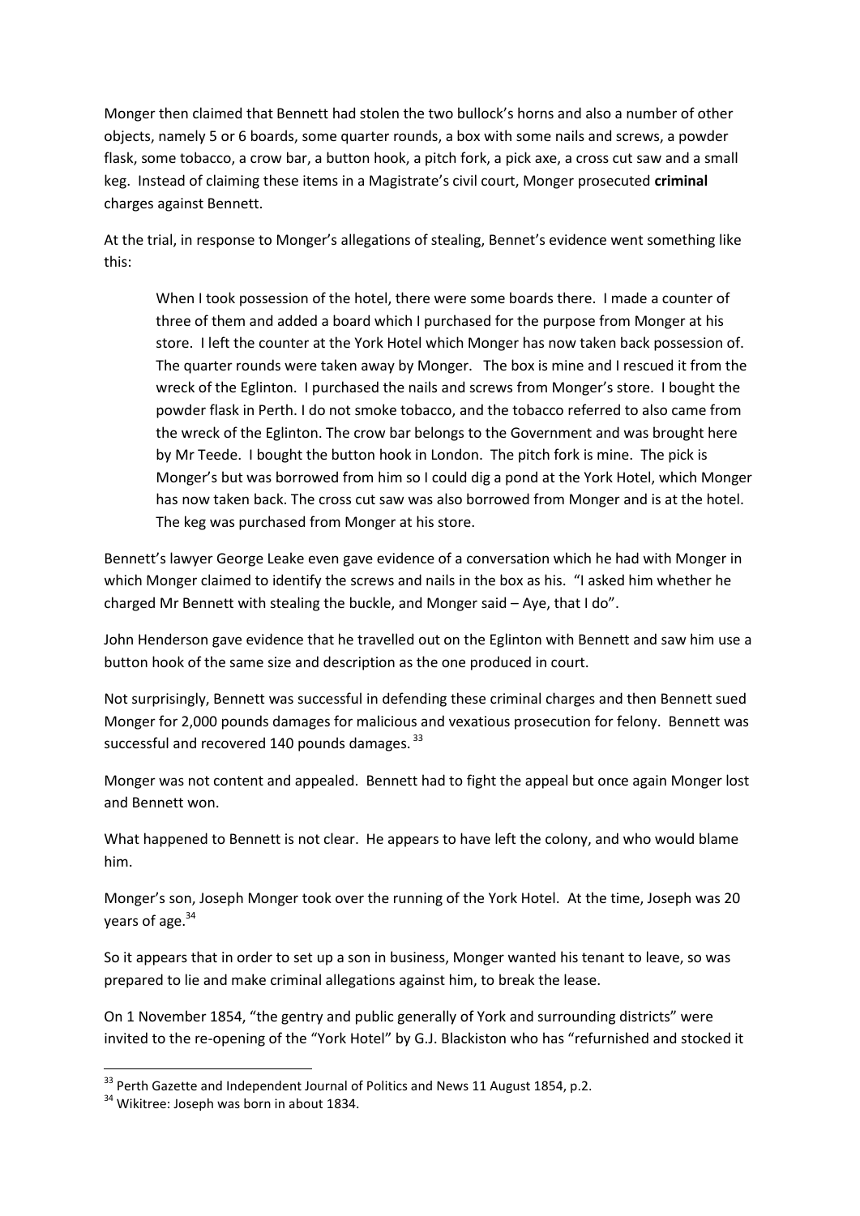Monger then claimed that Bennett had stolen the two bullock's horns and also a number of other objects, namely 5 or 6 boards, some quarter rounds, a box with some nails and screws, a powder flask, some tobacco, a crow bar, a button hook, a pitch fork, a pick axe, a cross cut saw and a small keg. Instead of claiming these items in a Magistrate's civil court, Monger prosecuted **criminal** charges against Bennett.

At the trial, in response to Monger's allegations of stealing, Bennet's evidence went something like this:

> When I took possession of the hotel, there were some boards there. I made a counter of three of them and added a board which I purchased for the purpose from Monger at his store. I left the counter at the York Hotel which Monger has now taken back possession of. The quarter rounds were taken away by Monger. The box is mine and I rescued it from the wreck of the Eglinton. I purchased the nails and screws from Monger's store. I bought the powder flask in Perth. I do not smoke tobacco, and the tobacco referred to also came from the wreck of the Eglinton. The crow bar belongs to the Government and was brought here by Mr Teede. I bought the button hook in London. The pitch fork is mine. The pick is Monger's but was borrowed from him so I could dig a pond at the York Hotel, which Monger has now taken back. The cross cut saw was also borrowed from Monger and is at the hotel. The keg was purchased from Monger at his store.

Bennett's lawyer George Leake even gave evidence of a conversation which he had with Monger in which Monger claimed to identify the screws and nails in the box as his. "I asked him whether he charged Mr Bennett with stealing the buckle, and Monger said – Aye, that I do".

John Henderson gave evidence that he travelled out on the Eglinton with Bennett and saw him use a button hook of the same size and description as the one produced in court.

Not surprisingly, Bennett was successful in defending these criminal charges and then Bennett sued Monger for 2,000 pounds damages for malicious and vexatious prosecution for felony. Bennett was successful and recovered 140 pounds damages. [33]

Monger was not content and appealed. Bennett had to fight the appeal but once again Monger lost and Bennett won.

What happened to Bennett is not clear. He appears to have left the colony, and who would blame him.

Monger's son, Joseph Monger took over the running of the York Hotel. At the time, Joseph was 20 years of age.[34]

So it appears that in order to set up a son in business, Monger wanted his tenant to leave, so was prepared to lie and make criminal allegations against him, to break the lease.

On 1 November 1854, "the gentry and public generally of York and surrounding districts" were invited to the re-opening of the "York Hotel" by G.J. Blackiston who has "refurnished and stocked it

---

[33] Perth Gazette and Independent Journal of Politics and News 11 August 1854, p.2.

[34] Wikitree: Joseph was born in about 1834.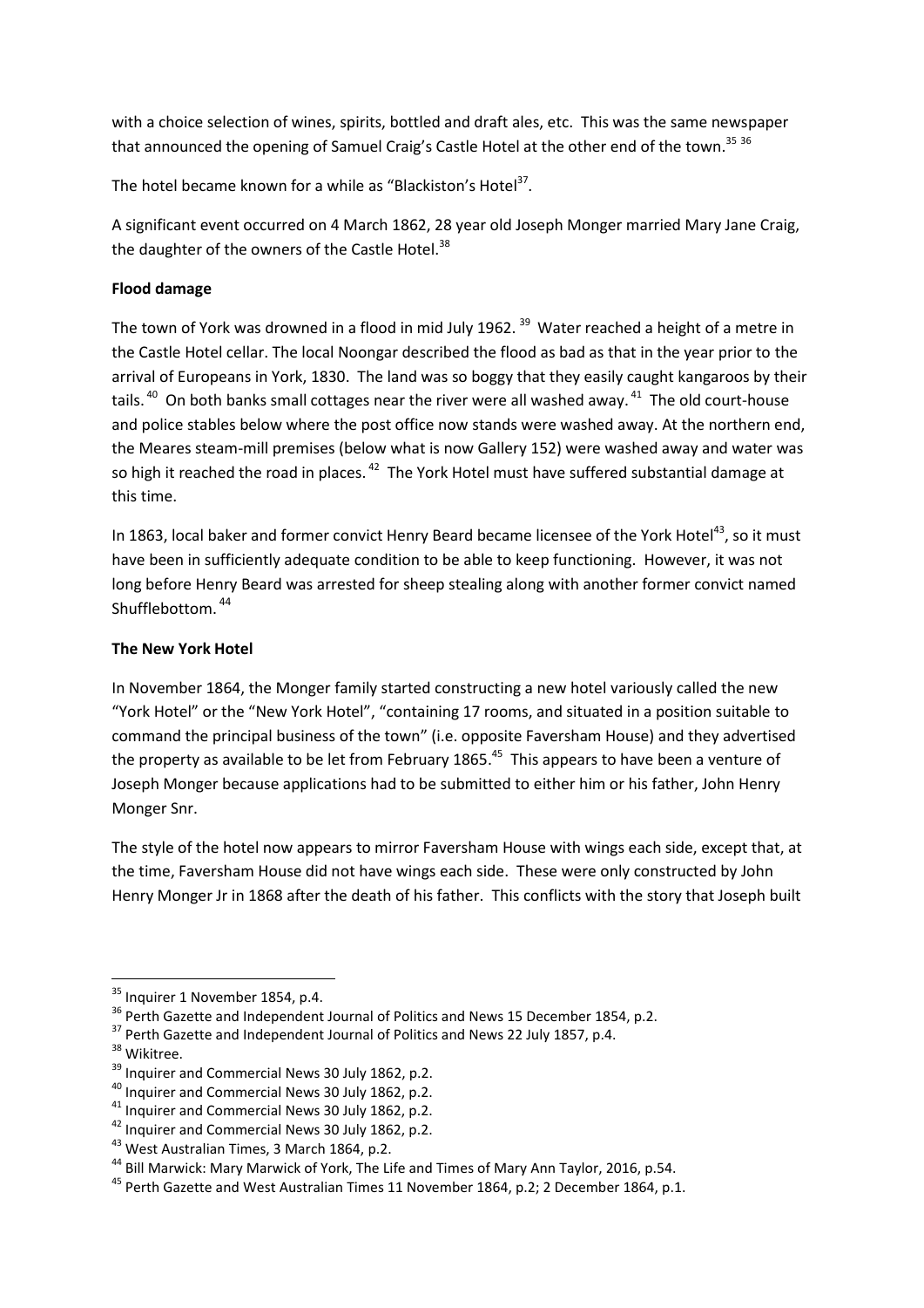with a choice selection of wines, spirits, bottled and draft ales, etc. This was the same newspaper that announced the opening of Samuel Craig's Castle Hotel at the other end of the town.[35] [36]

The hotel became known for a while as "Blackiston's Hotel[37].

A significant event occurred on 4 March 1862, 28 year old Joseph Monger married Mary Jane Craig, the daughter of the owners of the Castle Hotel.[38]

**Flood damage**

The town of York was drowned in a flood in mid July 1962. [39] Water reached a height of a metre in the Castle Hotel cellar. The local Noongar described the flood as bad as that in the year prior to the arrival of Europeans in York, 1830. The land was so boggy that they easily caught kangaroos by their tails. [40] On both banks small cottages near the river were all washed away. [41] The old court-house and police stables below where the post office now stands were washed away. At the northern end, the Meares steam-mill premises (below what is now Gallery 152) were washed away and water was so high it reached the road in places. [42] The York Hotel must have suffered substantial damage at this time.

In 1863, local baker and former convict Henry Beard became licensee of the York Hotel[43], so it must have been in sufficiently adequate condition to be able to keep functioning. However, it was not long before Henry Beard was arrested for sheep stealing along with another former convict named Shufflebottom. [44]

**The New York Hotel**

In November 1864, the Monger family started constructing a new hotel variously called the new "York Hotel" or the "New York Hotel", "containing 17 rooms, and situated in a position suitable to command the principal business of the town" (i.e. opposite Faversham House) and they advertised the property as available to be let from February 1865.[45] This appears to have been a venture of Joseph Monger because applications had to be submitted to either him or his father, John Henry Monger Snr.

The style of the hotel now appears to mirror Faversham House with wings each side, except that, at the time, Faversham House did not have wings each side. These were only constructed by John Henry Monger Jr in 1868 after the death of his father. This conflicts with the story that Joseph built

[35] Inquirer 1 November 1854, p.4.
[36] Perth Gazette and Independent Journal of Politics and News 15 December 1854, p.2.
[37] Perth Gazette and Independent Journal of Politics and News 22 July 1857, p.4.
[38] Wikitree.
[39] Inquirer and Commercial News 30 July 1862, p.2.
[40] Inquirer and Commercial News 30 July 1862, p.2.
[41] Inquirer and Commercial News 30 July 1862, p.2.
[42] Inquirer and Commercial News 30 July 1862, p.2.
[43] West Australian Times, 3 March 1864, p.2.
[44] Bill Marwick: Mary Marwick of York, The Life and Times of Mary Ann Taylor, 2016, p.54.
[45] Perth Gazette and West Australian Times 11 November 1864, p.2; 2 December 1864, p.1.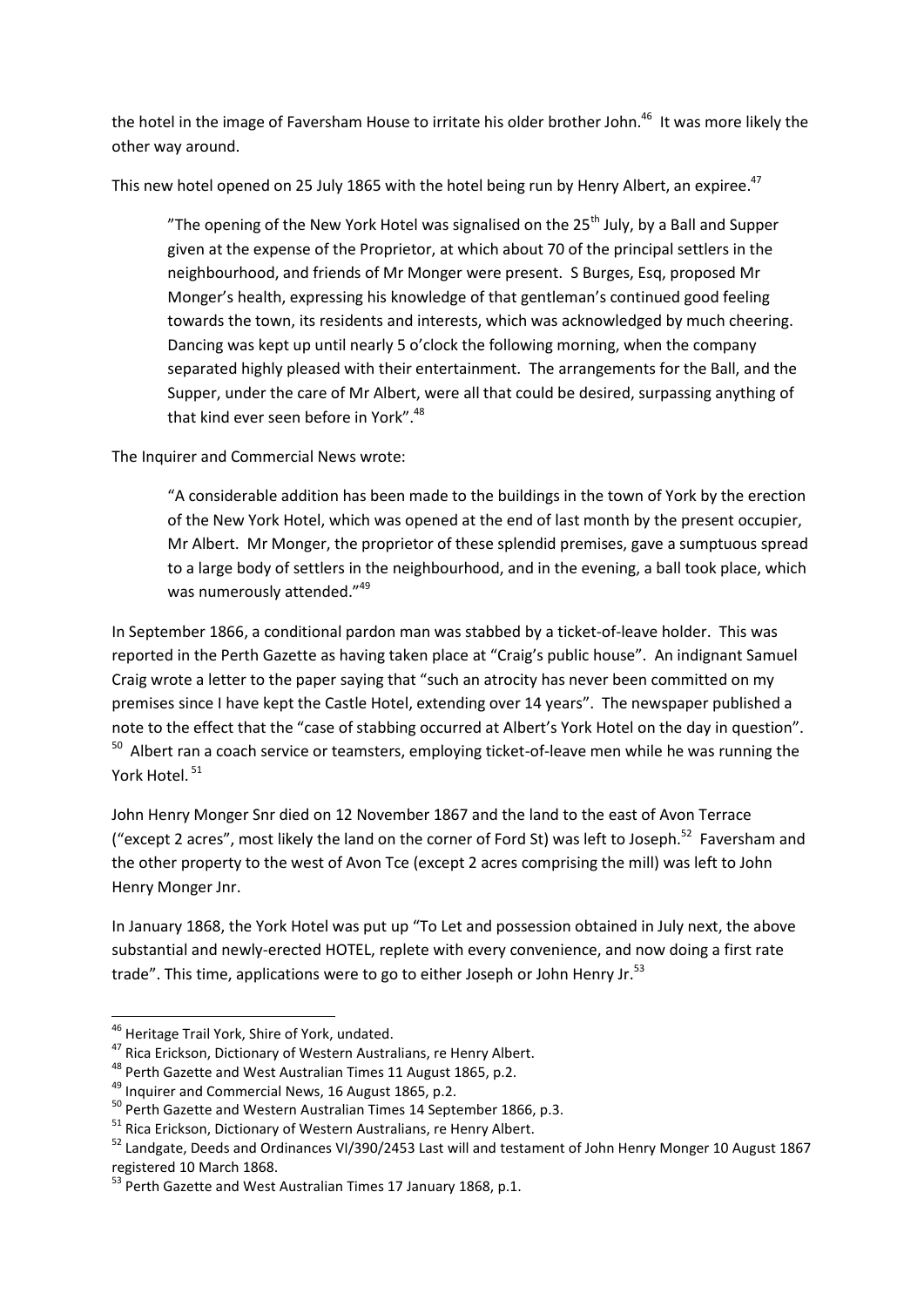the hotel in the image of Faversham House to irritate his older brother John.[46] It was more likely the other way around.

This new hotel opened on 25 July 1865 with the hotel being run by Henry Albert, an expiree.[47]

> "The opening of the New York Hotel was signalised on the 25th July, by a Ball and Supper given at the expense of the Proprietor, at which about 70 of the principal settlers in the neighbourhood, and friends of Mr Monger were present. S Burges, Esq, proposed Mr Monger's health, expressing his knowledge of that gentleman's continued good feeling towards the town, its residents and interests, which was acknowledged by much cheering. Dancing was kept up until nearly 5 o'clock the following morning, when the company separated highly pleased with their entertainment. The arrangements for the Ball, and the Supper, under the care of Mr Albert, were all that could be desired, surpassing anything of that kind ever seen before in York".[48]

The Inquirer and Commercial News wrote:

> "A considerable addition has been made to the buildings in the town of York by the erection of the New York Hotel, which was opened at the end of last month by the present occupier, Mr Albert. Mr Monger, the proprietor of these splendid premises, gave a sumptuous spread to a large body of settlers in the neighbourhood, and in the evening, a ball took place, which was numerously attended."[49]

In September 1866, a conditional pardon man was stabbed by a ticket-of-leave holder. This was reported in the Perth Gazette as having taken place at "Craig's public house". An indignant Samuel Craig wrote a letter to the paper saying that "such an atrocity has never been committed on my premises since I have kept the Castle Hotel, extending over 14 years". The newspaper published a note to the effect that the "case of stabbing occurred at Albert's York Hotel on the day in question".[50] Albert ran a coach service or teamsters, employing ticket-of-leave men while he was running the York Hotel.[51]

John Henry Monger Snr died on 12 November 1867 and the land to the east of Avon Terrace ("except 2 acres", most likely the land on the corner of Ford St) was left to Joseph.[52] Faversham and the other property to the west of Avon Tce (except 2 acres comprising the mill) was left to John Henry Monger Jnr.

In January 1868, the York Hotel was put up "To Let and possession obtained in July next, the above substantial and newly-erected HOTEL, replete with every convenience, and now doing a first rate trade". This time, applications were to go to either Joseph or John Henry Jr.[53]

---

[46] Heritage Trail York, Shire of York, undated.

[47] Rica Erickson, Dictionary of Western Australians, re Henry Albert.

[48] Perth Gazette and West Australian Times 11 August 1865, p.2.

[49] Inquirer and Commercial News, 16 August 1865, p.2.

[50] Perth Gazette and Western Australian Times 14 September 1866, p.3.

[51] Rica Erickson, Dictionary of Western Australians, re Henry Albert.

[52] Landgate, Deeds and Ordinances VI/390/2453 Last will and testament of John Henry Monger 10 August 1867 registered 10 March 1868.

[53] Perth Gazette and West Australian Times 17 January 1868, p.1.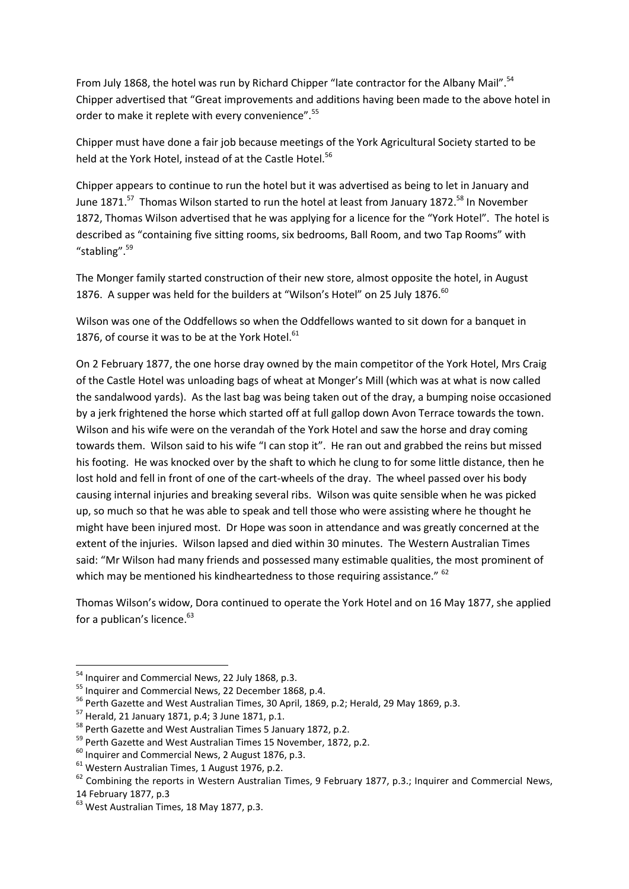From July 1868, the hotel was run by Richard Chipper "late contractor for the Albany Mail".[54] Chipper advertised that "Great improvements and additions having been made to the above hotel in order to make it replete with every convenience".[55]

Chipper must have done a fair job because meetings of the York Agricultural Society started to be held at the York Hotel, instead of at the Castle Hotel.[56]

Chipper appears to continue to run the hotel but it was advertised as being to let in January and June 1871.[57] Thomas Wilson started to run the hotel at least from January 1872.[58] In November 1872, Thomas Wilson advertised that he was applying for a licence for the "York Hotel". The hotel is described as "containing five sitting rooms, six bedrooms, Ball Room, and two Tap Rooms" with "stabling".[59]

The Monger family started construction of their new store, almost opposite the hotel, in August 1876. A supper was held for the builders at "Wilson's Hotel" on 25 July 1876.[60]

Wilson was one of the Oddfellows so when the Oddfellows wanted to sit down for a banquet in 1876, of course it was to be at the York Hotel.[61]

On 2 February 1877, the one horse dray owned by the main competitor of the York Hotel, Mrs Craig of the Castle Hotel was unloading bags of wheat at Monger's Mill (which was at what is now called the sandalwood yards). As the last bag was being taken out of the dray, a bumping noise occasioned by a jerk frightened the horse which started off at full gallop down Avon Terrace towards the town. Wilson and his wife were on the verandah of the York Hotel and saw the horse and dray coming towards them. Wilson said to his wife "I can stop it". He ran out and grabbed the reins but missed his footing. He was knocked over by the shaft to which he clung to for some little distance, then he lost hold and fell in front of one of the cart-wheels of the dray. The wheel passed over his body causing internal injuries and breaking several ribs. Wilson was quite sensible when he was picked up, so much so that he was able to speak and tell those who were assisting where he thought he might have been injured most. Dr Hope was soon in attendance and was greatly concerned at the extent of the injuries. Wilson lapsed and died within 30 minutes. The Western Australian Times said: "Mr Wilson had many friends and possessed many estimable qualities, the most prominent of which may be mentioned his kindheartedness to those requiring assistance." [62]

Thomas Wilson's widow, Dora continued to operate the York Hotel and on 16 May 1877, she applied for a publican's licence.[63]

---

[54] Inquirer and Commercial News, 22 July 1868, p.3.

[55] Inquirer and Commercial News, 22 December 1868, p.4.

[56] Perth Gazette and West Australian Times, 30 April, 1869, p.2; Herald, 29 May 1869, p.3.

[57] Herald, 21 January 1871, p.4; 3 June 1871, p.1.

[58] Perth Gazette and West Australian Times 5 January 1872, p.2.

[59] Perth Gazette and West Australian Times 15 November, 1872, p.2.

[60] Inquirer and Commercial News, 2 August 1876, p.3.

[61] Western Australian Times, 1 August 1976, p.2.

[62] Combining the reports in Western Australian Times, 9 February 1877, p.3.; Inquirer and Commercial News, 14 February 1877, p.3

[63] West Australian Times, 18 May 1877, p.3.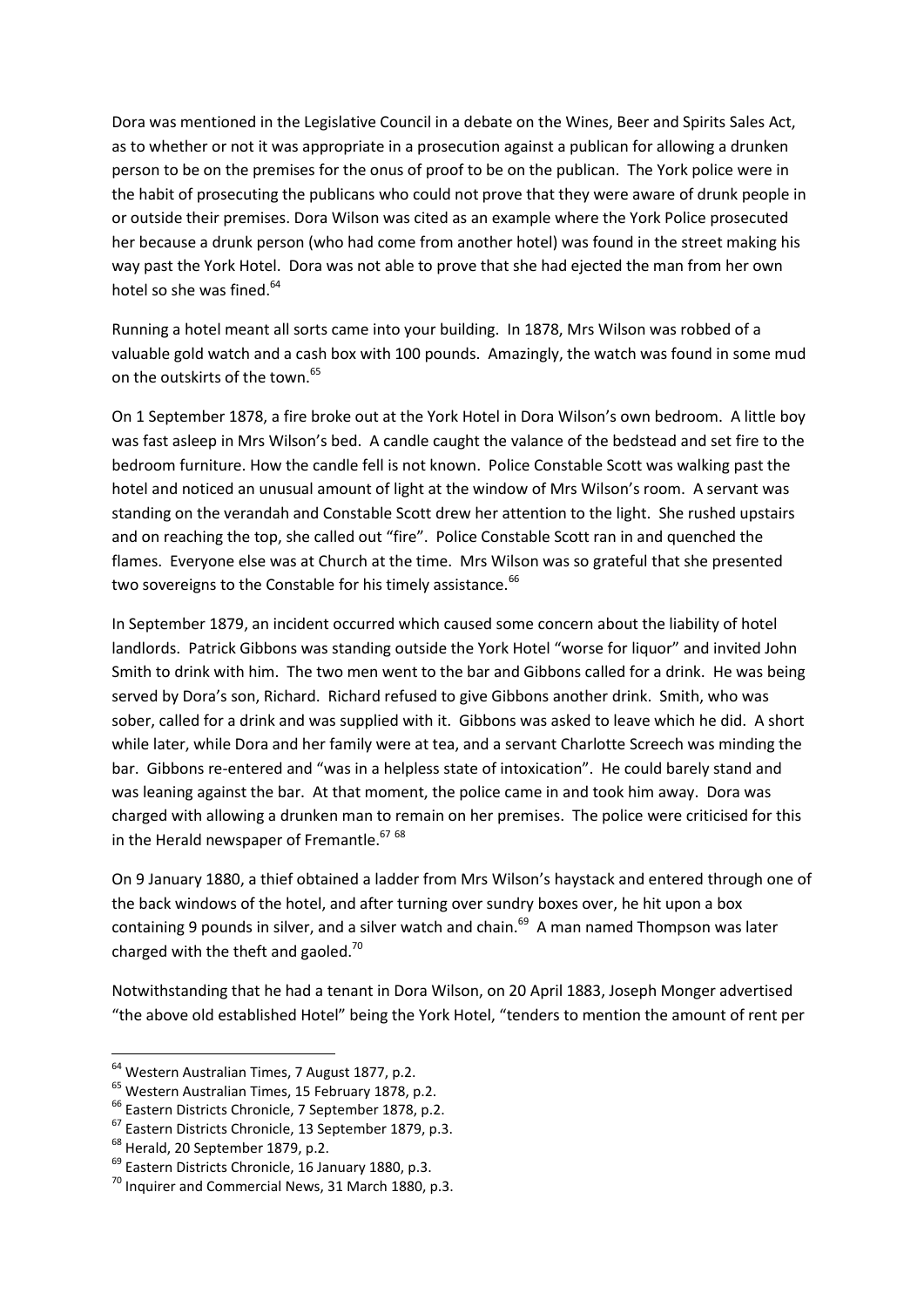Dora was mentioned in the Legislative Council in a debate on the Wines, Beer and Spirits Sales Act, as to whether or not it was appropriate in a prosecution against a publican for allowing a drunken person to be on the premises for the onus of proof to be on the publican. The York police were in the habit of prosecuting the publicans who could not prove that they were aware of drunk people in or outside their premises. Dora Wilson was cited as an example where the York Police prosecuted her because a drunk person (who had come from another hotel) was found in the street making his way past the York Hotel. Dora was not able to prove that she had ejected the man from her own hotel so she was fined.[64]

Running a hotel meant all sorts came into your building. In 1878, Mrs Wilson was robbed of a valuable gold watch and a cash box with 100 pounds. Amazingly, the watch was found in some mud on the outskirts of the town.[65]

On 1 September 1878, a fire broke out at the York Hotel in Dora Wilson's own bedroom. A little boy was fast asleep in Mrs Wilson's bed. A candle caught the valance of the bedstead and set fire to the bedroom furniture. How the candle fell is not known. Police Constable Scott was walking past the hotel and noticed an unusual amount of light at the window of Mrs Wilson's room. A servant was standing on the verandah and Constable Scott drew her attention to the light. She rushed upstairs and on reaching the top, she called out "fire". Police Constable Scott ran in and quenched the flames. Everyone else was at Church at the time. Mrs Wilson was so grateful that she presented two sovereigns to the Constable for his timely assistance.[66]

In September 1879, an incident occurred which caused some concern about the liability of hotel landlords. Patrick Gibbons was standing outside the York Hotel "worse for liquor" and invited John Smith to drink with him. The two men went to the bar and Gibbons called for a drink. He was being served by Dora's son, Richard. Richard refused to give Gibbons another drink. Smith, who was sober, called for a drink and was supplied with it. Gibbons was asked to leave which he did. A short while later, while Dora and her family were at tea, and a servant Charlotte Screech was minding the bar. Gibbons re-entered and "was in a helpless state of intoxication". He could barely stand and was leaning against the bar. At that moment, the police came in and took him away. Dora was charged with allowing a drunken man to remain on her premises. The police were criticised for this in the Herald newspaper of Fremantle.[67] [68]

On 9 January 1880, a thief obtained a ladder from Mrs Wilson's haystack and entered through one of the back windows of the hotel, and after turning over sundry boxes over, he hit upon a box containing 9 pounds in silver, and a silver watch and chain.[69] A man named Thompson was later charged with the theft and gaoled.[70]

Notwithstanding that he had a tenant in Dora Wilson, on 20 April 1883, Joseph Monger advertised "the above old established Hotel" being the York Hotel, "tenders to mention the amount of rent per

---

[64] Western Australian Times, 7 August 1877, p.2.
[65] Western Australian Times, 15 February 1878, p.2.
[66] Eastern Districts Chronicle, 7 September 1878, p.2.
[67] Eastern Districts Chronicle, 13 September 1879, p.3.
[68] Herald, 20 September 1879, p.2.
[69] Eastern Districts Chronicle, 16 January 1880, p.3.
[70] Inquirer and Commercial News, 31 March 1880, p.3.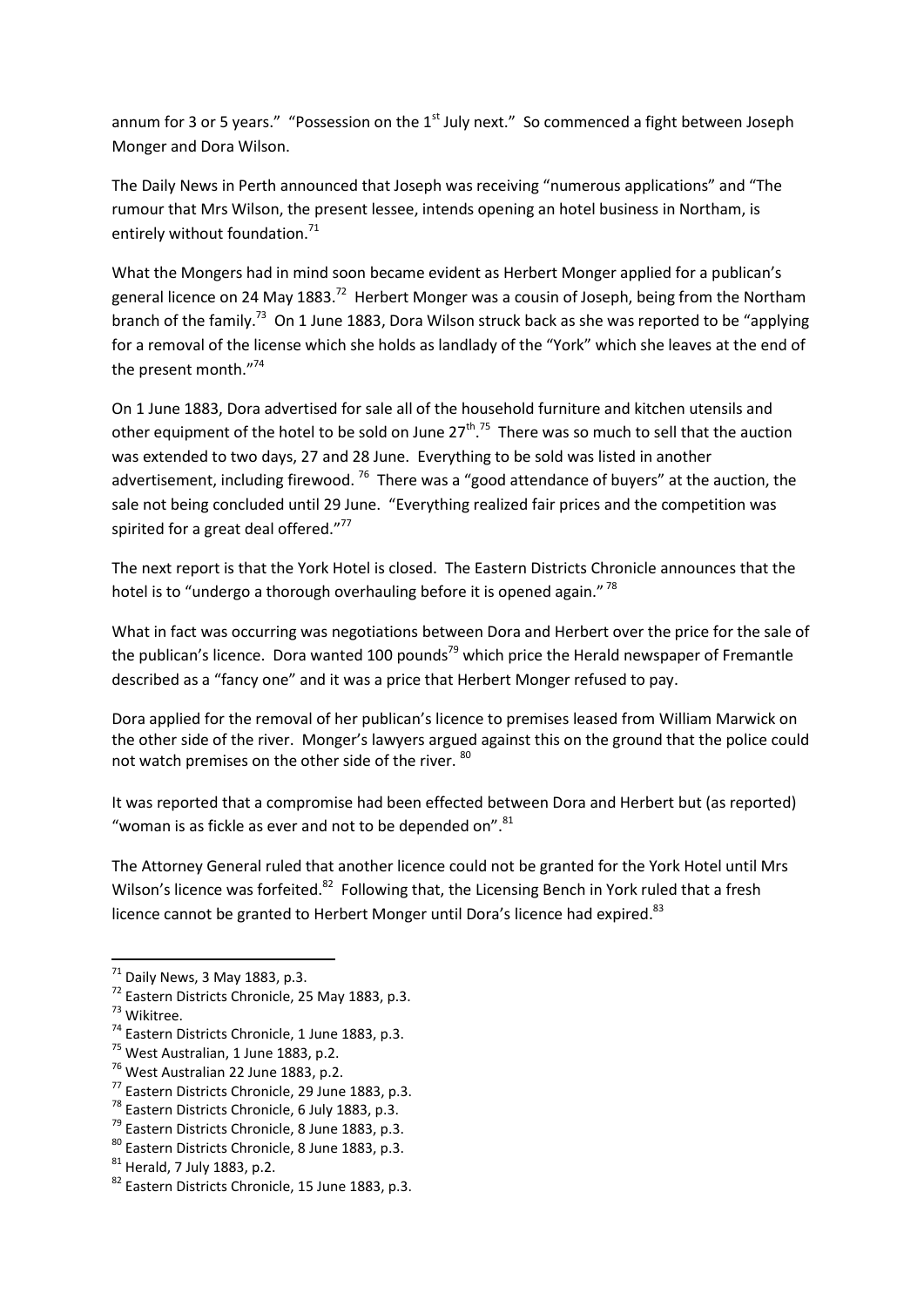annum for 3 or 5 years." "Possession on the 1st July next." So commenced a fight between Joseph Monger and Dora Wilson.

The Daily News in Perth announced that Joseph was receiving "numerous applications" and "The rumour that Mrs Wilson, the present lessee, intends opening an hotel business in Northam, is entirely without foundation.[71]

What the Mongers had in mind soon became evident as Herbert Monger applied for a publican's general licence on 24 May 1883.[72] Herbert Monger was a cousin of Joseph, being from the Northam branch of the family.[73] On 1 June 1883, Dora Wilson struck back as she was reported to be "applying for a removal of the license which she holds as landlady of the "York" which she leaves at the end of the present month."[74]

On 1 June 1883, Dora advertised for sale all of the household furniture and kitchen utensils and other equipment of the hotel to be sold on June 27th.[75] There was so much to sell that the auction was extended to two days, 27 and 28 June. Everything to be sold was listed in another advertisement, including firewood.[76] There was a "good attendance of buyers" at the auction, the sale not being concluded until 29 June. "Everything realized fair prices and the competition was spirited for a great deal offered."[77]

The next report is that the York Hotel is closed. The Eastern Districts Chronicle announces that the hotel is to "undergo a thorough overhauling before it is opened again."[78]

What in fact was occurring was negotiations between Dora and Herbert over the price for the sale of the publican's licence. Dora wanted 100 pounds[79] which price the Herald newspaper of Fremantle described as a "fancy one" and it was a price that Herbert Monger refused to pay.

Dora applied for the removal of her publican's licence to premises leased from William Marwick on the other side of the river. Monger's lawyers argued against this on the ground that the police could not watch premises on the other side of the river.[80]

It was reported that a compromise had been effected between Dora and Herbert but (as reported) "woman is as fickle as ever and not to be depended on".[81]

The Attorney General ruled that another licence could not be granted for the York Hotel until Mrs Wilson's licence was forfeited.[82] Following that, the Licensing Bench in York ruled that a fresh licence cannot be granted to Herbert Monger until Dora's licence had expired.[83]

---

[71] Daily News, 3 May 1883, p.3.
[72] Eastern Districts Chronicle, 25 May 1883, p.3.
[73] Wikitree.
[74] Eastern Districts Chronicle, 1 June 1883, p.3.
[75] West Australian, 1 June 1883, p.2.
[76] West Australian 22 June 1883, p.2.
[77] Eastern Districts Chronicle, 29 June 1883, p.3.
[78] Eastern Districts Chronicle, 6 July 1883, p.3.
[79] Eastern Districts Chronicle, 8 June 1883, p.3.
[80] Eastern Districts Chronicle, 8 June 1883, p.3.
[81] Herald, 7 July 1883, p.2.
[82] Eastern Districts Chronicle, 15 June 1883, p.3.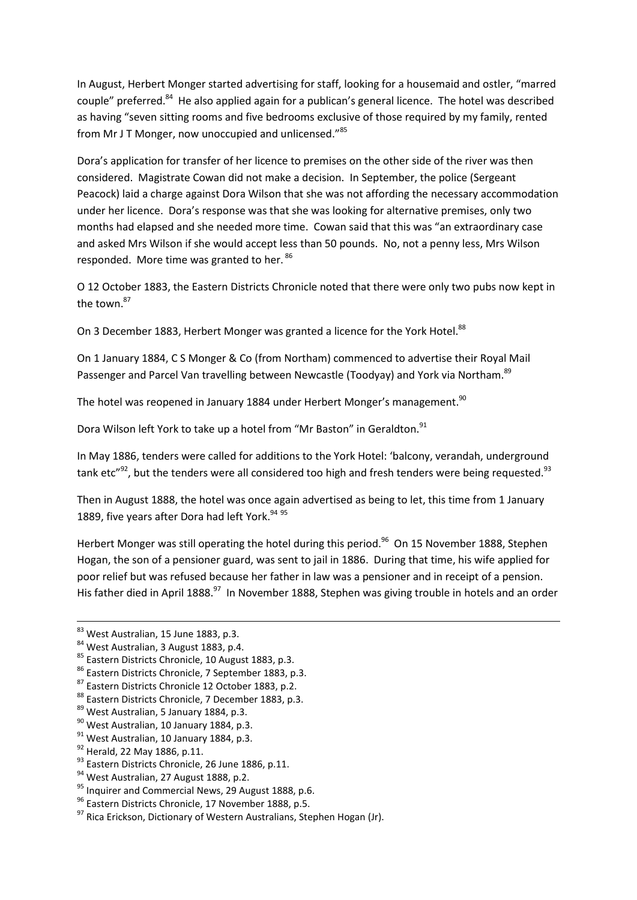In August, Herbert Monger started advertising for staff, looking for a housemaid and ostler, "marred couple" preferred.[84] He also applied again for a publican's general licence. The hotel was described as having "seven sitting rooms and five bedrooms exclusive of those required by my family, rented from Mr J T Monger, now unoccupied and unlicensed."[85]

Dora's application for transfer of her licence to premises on the other side of the river was then considered. Magistrate Cowan did not make a decision. In September, the police (Sergeant Peacock) laid a charge against Dora Wilson that she was not affording the necessary accommodation under her licence. Dora's response was that she was looking for alternative premises, only two months had elapsed and she needed more time. Cowan said that this was "an extraordinary case and asked Mrs Wilson if she would accept less than 50 pounds. No, not a penny less, Mrs Wilson responded. More time was granted to her. [86]

O 12 October 1883, the Eastern Districts Chronicle noted that there were only two pubs now kept in the town.[87]

On 3 December 1883, Herbert Monger was granted a licence for the York Hotel.[88]

On 1 January 1884, C S Monger & Co (from Northam) commenced to advertise their Royal Mail Passenger and Parcel Van travelling between Newcastle (Toodyay) and York via Northam.[89]

The hotel was reopened in January 1884 under Herbert Monger's management.[90]

Dora Wilson left York to take up a hotel from "Mr Baston" in Geraldton.[91]

In May 1886, tenders were called for additions to the York Hotel: 'balcony, verandah, underground tank etc"[92], but the tenders were all considered too high and fresh tenders were being requested.[93]

Then in August 1888, the hotel was once again advertised as being to let, this time from 1 January 1889, five years after Dora had left York.[94] [95]

Herbert Monger was still operating the hotel during this period.[96] On 15 November 1888, Stephen Hogan, the son of a pensioner guard, was sent to jail in 1886. During that time, his wife applied for poor relief but was refused because her father in law was a pensioner and in receipt of a pension. His father died in April 1888.[97] In November 1888, Stephen was giving trouble in hotels and an order

---

[83] West Australian, 15 June 1883, p.3.
[84] West Australian, 3 August 1883, p.4.
[85] Eastern Districts Chronicle, 10 August 1883, p.3.
[86] Eastern Districts Chronicle, 7 September 1883, p.3.
[87] Eastern Districts Chronicle 12 October 1883, p.2.
[88] Eastern Districts Chronicle, 7 December 1883, p.3.
[89] West Australian, 5 January 1884, p.3.
[90] West Australian, 10 January 1884, p.3.
[91] West Australian, 10 January 1884, p.3.
[92] Herald, 22 May 1886, p.11.
[93] Eastern Districts Chronicle, 26 June 1886, p.11.
[94] West Australian, 27 August 1888, p.2.
[95] Inquirer and Commercial News, 29 August 1888, p.6.
[96] Eastern Districts Chronicle, 17 November 1888, p.5.
[97] Rica Erickson, Dictionary of Western Australians, Stephen Hogan (Jr).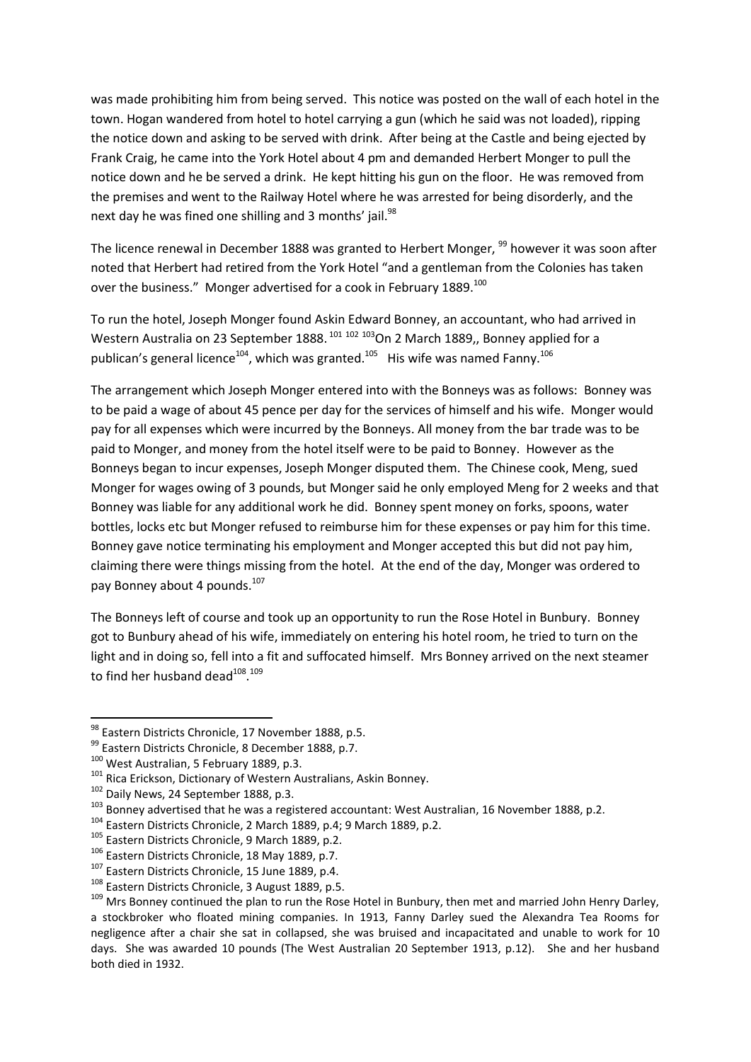was made prohibiting him from being served. This notice was posted on the wall of each hotel in the town. Hogan wandered from hotel to hotel carrying a gun (which he said was not loaded), ripping the notice down and asking to be served with drink. After being at the Castle and being ejected by Frank Craig, he came into the York Hotel about 4 pm and demanded Herbert Monger to pull the notice down and he be served a drink. He kept hitting his gun on the floor. He was removed from the premises and went to the Railway Hotel where he was arrested for being disorderly, and the next day he was fined one shilling and 3 months' jail.[98]

The licence renewal in December 1888 was granted to Herbert Monger, [99] however it was soon after noted that Herbert had retired from the York Hotel "and a gentleman from the Colonies has taken over the business." Monger advertised for a cook in February 1889.[100]

To run the hotel, Joseph Monger found Askin Edward Bonney, an accountant, who had arrived in Western Australia on 23 September 1888. [101] [102] [103]On 2 March 1889,, Bonney applied for a publican's general licence[104], which was granted.[105] His wife was named Fanny.[106]

The arrangement which Joseph Monger entered into with the Bonneys was as follows: Bonney was to be paid a wage of about 45 pence per day for the services of himself and his wife. Monger would pay for all expenses which were incurred by the Bonneys. All money from the bar trade was to be paid to Monger, and money from the hotel itself were to be paid to Bonney. However as the Bonneys began to incur expenses, Joseph Monger disputed them. The Chinese cook, Meng, sued Monger for wages owing of 3 pounds, but Monger said he only employed Meng for 2 weeks and that Bonney was liable for any additional work he did. Bonney spent money on forks, spoons, water bottles, locks etc but Monger refused to reimburse him for these expenses or pay him for this time. Bonney gave notice terminating his employment and Monger accepted this but did not pay him, claiming there were things missing from the hotel. At the end of the day, Monger was ordered to pay Bonney about 4 pounds.[107]

The Bonneys left of course and took up an opportunity to run the Rose Hotel in Bunbury. Bonney got to Bunbury ahead of his wife, immediately on entering his hotel room, he tried to turn on the light and in doing so, fell into a fit and suffocated himself. Mrs Bonney arrived on the next steamer to find her husband dead[108].[109]

---

[98] Eastern Districts Chronicle, 17 November 1888, p.5.

[99] Eastern Districts Chronicle, 8 December 1888, p.7.

[100] West Australian, 5 February 1889, p.3.

[101] Rica Erickson, Dictionary of Western Australians, Askin Bonney.

[102] Daily News, 24 September 1888, p.3.

[103] Bonney advertised that he was a registered accountant: West Australian, 16 November 1888, p.2.

[104] Eastern Districts Chronicle, 2 March 1889, p.4; 9 March 1889, p.2.

[105] Eastern Districts Chronicle, 9 March 1889, p.2.

[106] Eastern Districts Chronicle, 18 May 1889, p.7.

[107] Eastern Districts Chronicle, 15 June 1889, p.4.

[108] Eastern Districts Chronicle, 3 August 1889, p.5.

[109] Mrs Bonney continued the plan to run the Rose Hotel in Bunbury, then met and married John Henry Darley, a stockbroker who floated mining companies. In 1913, Fanny Darley sued the Alexandra Tea Rooms for negligence after a chair she sat in collapsed, she was bruised and incapacitated and unable to work for 10 days. She was awarded 10 pounds (The West Australian 20 September 1913, p.12). She and her husband both died in 1932.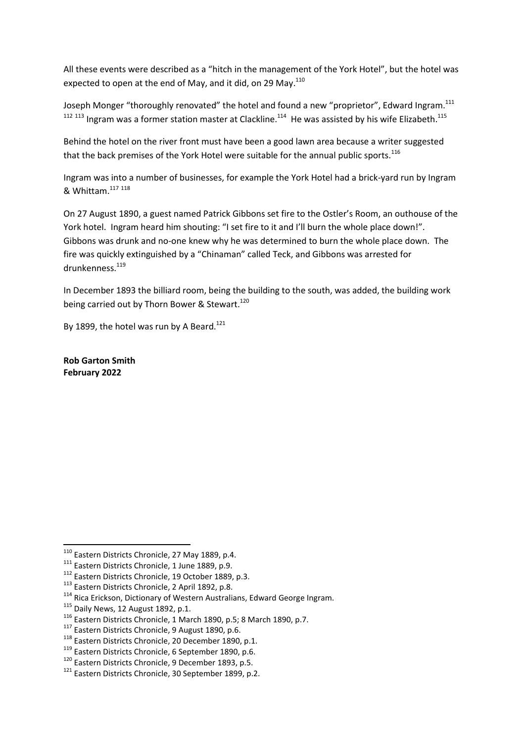All these events were described as a "hitch in the management of the York Hotel", but the hotel was expected to open at the end of May, and it did, on 29 May.[110]

Joseph Monger "thoroughly renovated" the hotel and found a new "proprietor", Edward Ingram.[111] [112] [113] Ingram was a former station master at Clackline.[114] He was assisted by his wife Elizabeth.[115]

Behind the hotel on the river front must have been a good lawn area because a writer suggested that the back premises of the York Hotel were suitable for the annual public sports.[116]

Ingram was into a number of businesses, for example the York Hotel had a brick-yard run by Ingram & Whittam.[117] [118]

On 27 August 1890, a guest named Patrick Gibbons set fire to the Ostler's Room, an outhouse of the York hotel. Ingram heard him shouting: "I set fire to it and I'll burn the whole place down!". Gibbons was drunk and no-one knew why he was determined to burn the whole place down. The fire was quickly extinguished by a "Chinaman" called Teck, and Gibbons was arrested for drunkenness.[119]

In December 1893 the billiard room, being the building to the south, was added, the building work being carried out by Thorn Bower & Stewart.[120]

By 1899, the hotel was run by A Beard.[121]

**Rob Garton Smith**
**February 2022**

---

[110] Eastern Districts Chronicle, 27 May 1889, p.4.
[111] Eastern Districts Chronicle, 1 June 1889, p.9.
[112] Eastern Districts Chronicle, 19 October 1889, p.3.
[113] Eastern Districts Chronicle, 2 April 1892, p.8.
[114] Rica Erickson, Dictionary of Western Australians, Edward George Ingram.
[115] Daily News, 12 August 1892, p.1.
[116] Eastern Districts Chronicle, 1 March 1890, p.5; 8 March 1890, p.7.
[117] Eastern Districts Chronicle, 9 August 1890, p.6.
[118] Eastern Districts Chronicle, 20 December 1890, p.1.
[119] Eastern Districts Chronicle, 6 September 1890, p.6.
[120] Eastern Districts Chronicle, 9 December 1893, p.5.
[121] Eastern Districts Chronicle, 30 September 1899, p.2.